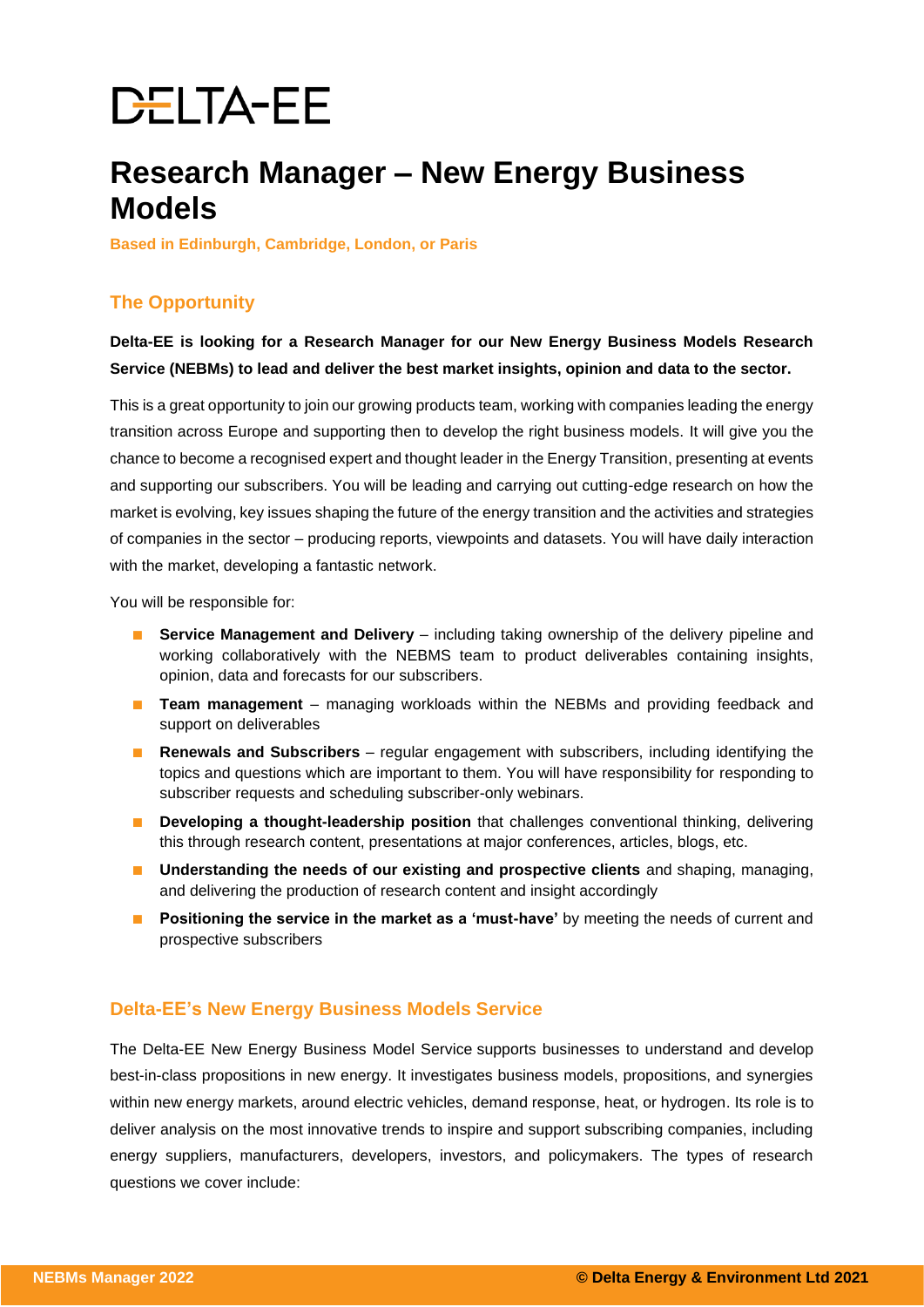# DELTA-EE

# Research Manager – New Energy Business Models

**Based in Edinburgh, Cambridge, London, or Paris**

## The Opportunity

**Delta-EE is looking for a Research Manager for our New Energy Business Models Research Service (NEBMs) to lead and deliver the best market insights, opinion and data to the sector.**

This is a great opportunity to join our growing products team, working with companies leading the energy transition across Europe and supporting then to develop the right business models. It will give you the chance to become a recognised expert and thought leader in the Energy Transition, presenting at events and supporting our subscribers. You will be leading and carrying out cutting-edge research on how the market is evolving, key issues shaping the future of the energy transition and the activities and strategies of companies in the sector – producing reports, viewpoints and datasets. You will have daily interaction with the market, developing a fantastic network.

You will be responsible for:

- **Service Management and Delivery** – including taking ownership of the delivery pipeline and working collaboratively with the NEBMS team to product deliverables containing insights, opinion, data and forecasts for our subscribers.
- **Team management** – managing workloads within the NEBMs and providing feedback and support on deliverables
- **Renewals and Subscribers** – regular engagement with subscribers, including identifying the topics and questions which are important to them. You will have responsibility for responding to subscriber requests and scheduling subscriber-only webinars.
- **Developing a thought-leadership position** that challenges conventional thinking, delivering this through research content, presentations at major conferences, articles, blogs, etc.
- **Understanding the needs of our existing and prospective clients** and shaping, managing, and delivering the production of research content and insight accordingly
- **Positioning the service in the market as a 'must-have'** by meeting the needs of current and prospective subscribers

## Delta-EE's New Energy Business Models Service

The Delta-EE New Energy Business Model Service supports businesses to understand and develop best-in-class propositions in new energy. It investigates business models, propositions, and synergies within new energy markets, around electric vehicles, demand response, heat, or hydrogen. Its role is to deliver analysis on the most innovative trends to inspire and support subscribing companies, including energy suppliers, manufacturers, developers, investors, and policymakers. The types of research questions we cover include: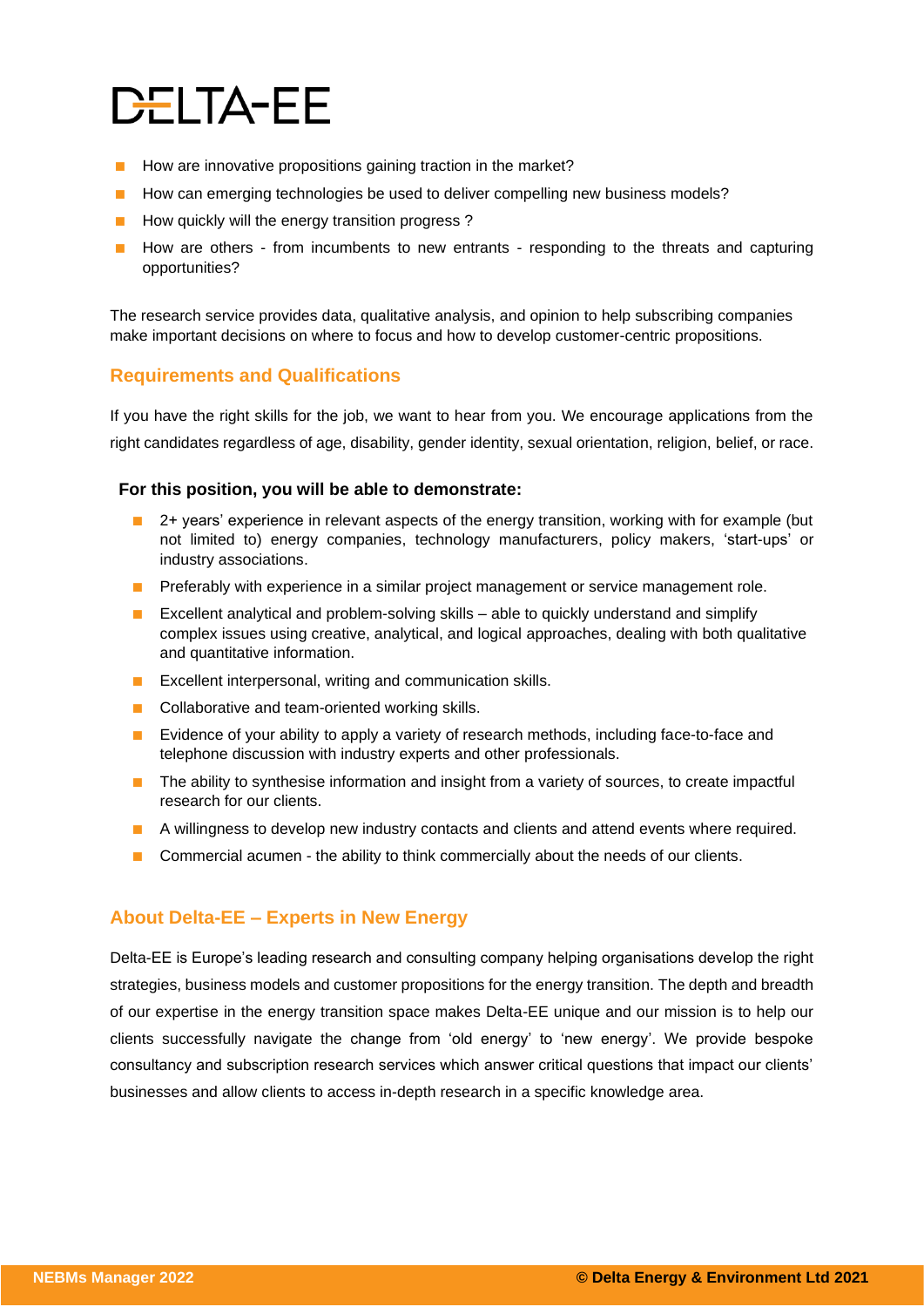- How are innovative propositions gaining traction in the market?
- How can emerging technologies be used to deliver compelling new business models?
- How quickly will the energy transition progress ?
- How are others - from incumbents to new entrants - responding to the threats and capturing opportunities?

The research service provides data, qualitative analysis, and opinion to help subscribing companies make important decisions on where to focus and how to develop customer-centric propositions.

## Requirements and Qualifications

If you have the right skills for the job, we want to hear from you. We encourage applications from the right candidates regardless of age, disability, gender identity, sexual orientation, religion, belief, or race.

**For this position, you will be able to demonstrate:**

- 2+ years' experience in relevant aspects of the energy transition, working with for example (but not limited to) energy companies, technology manufacturers, policy makers, 'start-ups' or industry associations.
- Preferably with experience in a similar project management or service management role.
- Excellent analytical and problem-solving skills – able to quickly understand and simplify complex issues using creative, analytical, and logical approaches, dealing with both qualitative and quantitative information.
- Excellent interpersonal, writing and communication skills.
- Collaborative and team-oriented working skills.
- Evidence of your ability to apply a variety of research methods, including face-to-face and telephone discussion with industry experts and other professionals.
- The ability to synthesise information and insight from a variety of sources, to create impactful research for our clients.
- A willingness to develop new industry contacts and clients and attend events where required.
- Commercial acumen - the ability to think commercially about the needs of our clients.

## About Delta-EE – Experts in New Energy

Delta-EE is Europe's leading research and consulting company helping organisations develop the right strategies, business models and customer propositions for the energy transition. The depth and breadth of our expertise in the energy transition space makes Delta-EE unique and our mission is to help our clients successfully navigate the change from 'old energy' to 'new energy'. We provide bespoke consultancy and subscription research services which answer critical questions that impact our clients' businesses and allow clients to access in-depth research in a specific knowledge area.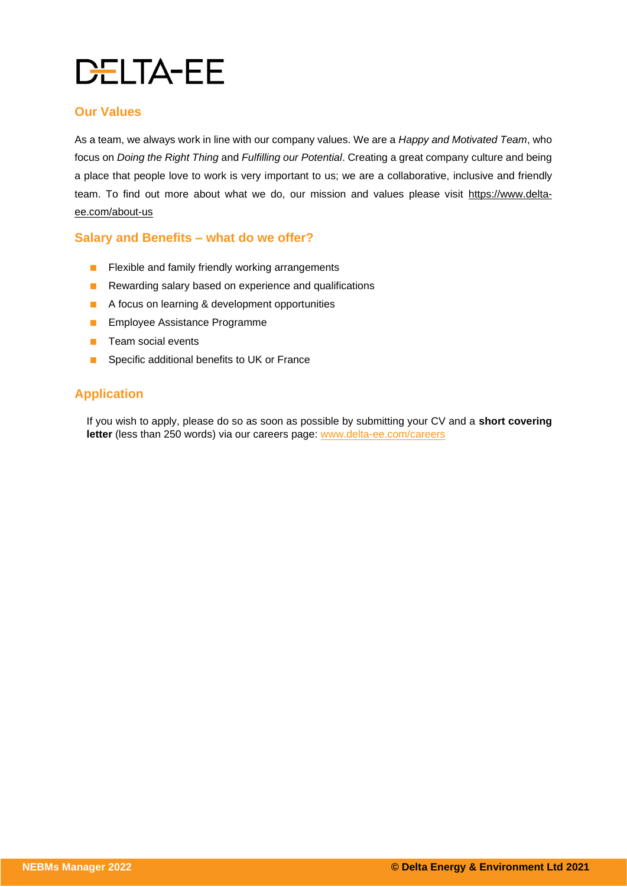DELTA-EE

## Our Values

As a team, we always work in line with our company values. We are a *Happy and Motivated Team*, who focus on *Doing the Right Thing* and *Fulfilling our Potential*. Creating a great company culture and being a place that people love to work is very important to us; we are a collaborative, inclusive and friendly team. To find out more about what we do, our mission and values please visit https://www.delta-ee.com/about-us

## Salary and Benefits – what do we offer?

- Flexible and family friendly working arrangements
- Rewarding salary based on experience and qualifications
- A focus on learning & development opportunities
- Employee Assistance Programme
- Team social events
- Specific additional benefits to UK or France

## Application

If you wish to apply, please do so as soon as possible by submitting your CV and a **short covering letter** (less than 250 words) via our careers page: www.delta-ee.com/careers